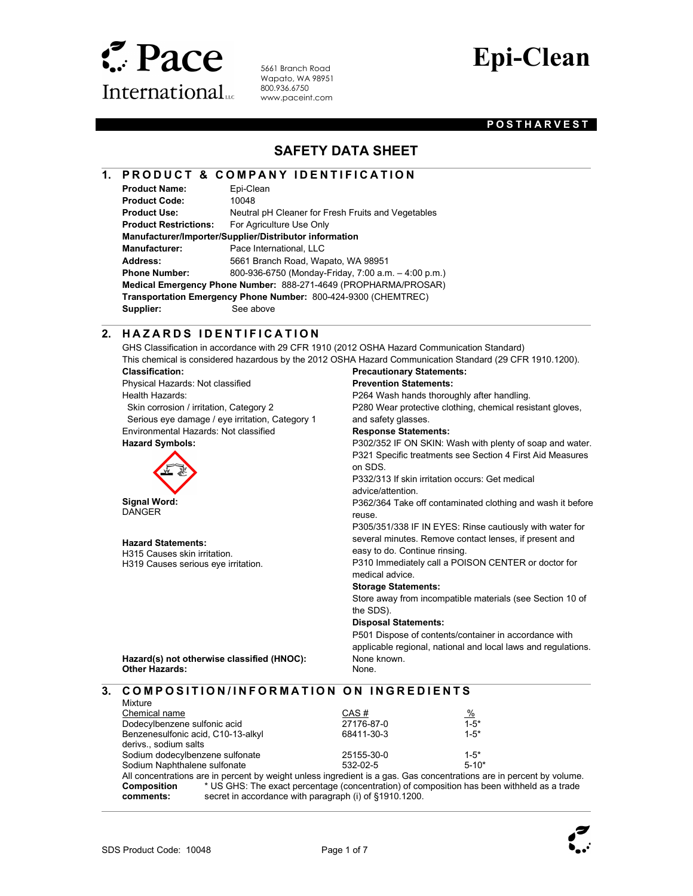Pace International LLC

5661 Branch Road
Wapato, WA 98951
800.936.6750
www.paceint.com

# Epi-Clean

**POSTHARVEST**

# SAFETY DATA SHEET

## 1. PRODUCT & COMPANY IDENTIFICATION

**Product Name:** Epi-Clean
**Product Code:** 10048
**Product Use:** Neutral pH Cleaner for Fresh Fruits and Vegetables
**Product Restrictions:** For Agriculture Use Only
**Manufacturer/Importer/Supplier/Distributor information**
**Manufacturer:** Pace International, LLC
**Address:** 5661 Branch Road, Wapato, WA 98951
**Phone Number:** 800-936-6750 (Monday-Friday, 7:00 a.m. – 4:00 p.m.)
**Medical Emergency Phone Number:** 888-271-4649 (PROPHARMA/PROSAR)
**Transportation Emergency Phone Number:** 800-424-9300 (CHEMTREC)
**Supplier:** See above

## 2. HAZARDS IDENTIFICATION

GHS Classification in accordance with 29 CFR 1910 (2012 OSHA Hazard Communication Standard)
This chemical is considered hazardous by the 2012 OSHA Hazard Communication Standard (29 CFR 1910.1200).

**Classification:**
Physical Hazards: Not classified
Health Hazards:
Skin corrosion / irritation, Category 2
Serious eye damage / eye irritation, Category 1
Environmental Hazards: Not classified

**Hazard Symbols:**

**Signal Word:**
DANGER

**Hazard Statements:**
H315 Causes skin irritation.
H319 Causes serious eye irritation.

**Precautionary Statements:**

**Prevention Statements:**
P264 Wash hands thoroughly after handling.
P280 Wear protective clothing, chemical resistant gloves, and safety glasses.

**Response Statements:**
P302/352 IF ON SKIN: Wash with plenty of soap and water.
P321 Specific treatments see Section 4 First Aid Measures on SDS.
P332/313 If skin irritation occurs: Get medical advice/attention.
P362/364 Take off contaminated clothing and wash it before reuse.
P305/351/338 IF IN EYES: Rinse cautiously with water for several minutes. Remove contact lenses, if present and easy to do. Continue rinsing.
P310 Immediately call a POISON CENTER or doctor for medical advice.

**Storage Statements:**
Store away from incompatible materials (see Section 10 of the SDS).

**Disposal Statements:**
P501 Dispose of contents/container in accordance with applicable regional, national and local laws and regulations.

**Hazard(s) not otherwise classified (HNOC):** None known.
**Other Hazards:** None.

## 3. COMPOSITION/INFORMATION ON INGREDIENTS

Mixture

| Chemical name | CAS # | % |
|---|---|---|
| Dodecylbenzene sulfonic acid | 27176-87-0 | 1-5* |
| Benzenesulfonic acid, C10-13-alkyl derivs., sodium salts | 68411-30-3 | 1-5* |
| Sodium dodecylbenzene sulfonate | 25155-30-0 | 1-5* |
| Sodium Naphthalene sulfonate | 532-02-5 | 5-10* |

All concentrations are in percent by weight unless ingredient is a gas. Gas concentrations are in percent by volume.

**Composition comments:** * US GHS: The exact percentage (concentration) of composition has been withheld as a trade secret in accordance with paragraph (i) of §1910.1200.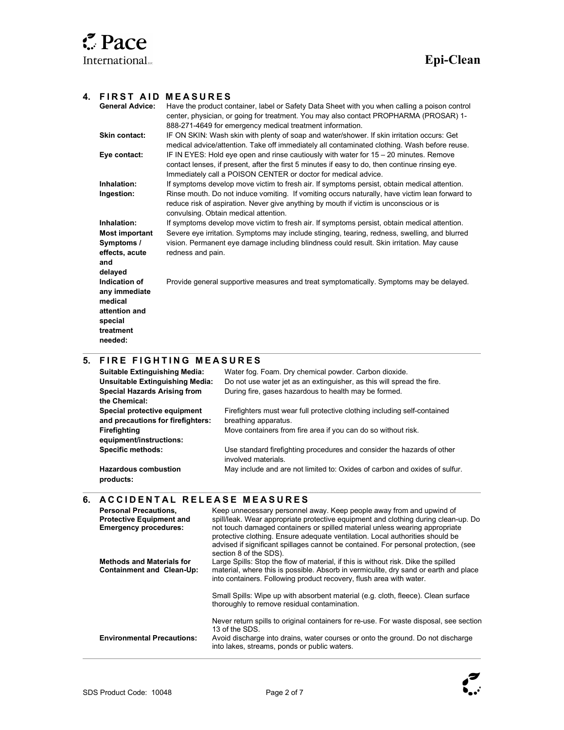## 4. FIRST AID MEASURES

| | |
|---|---|
| **General Advice:** | Have the product container, label or Safety Data Sheet with you when calling a poison control center, physician, or going for treatment. You may also contact PROPHARMA (PROSAR) 1-888-271-4649 for emergency medical treatment information. |
| **Skin contact:** | IF ON SKIN: Wash skin with plenty of soap and water/shower. If skin irritation occurs: Get medical advice/attention. Take off immediately all contaminated clothing. Wash before reuse. |
| **Eye contact:** | IF IN EYES: Hold eye open and rinse cautiously with water for 15 – 20 minutes. Remove contact lenses, if present, after the first 5 minutes if easy to do, then continue rinsing eye. Immediately call a POISON CENTER or doctor for medical advice. |
| **Inhalation:** | If symptoms develop move victim to fresh air. If symptoms persist, obtain medical attention. |
| **Ingestion:** | Rinse mouth. Do not induce vomiting. If vomiting occurs naturally, have victim lean forward to reduce risk of aspiration. Never give anything by mouth if victim is unconscious or is convulsing. Obtain medical attention. |
| **Inhalation:** | If symptoms develop move victim to fresh air. If symptoms persist, obtain medical attention. |
| **Most important Symptoms / effects, acute and delayed** | Severe eye irritation. Symptoms may include stinging, tearing, redness, swelling, and blurred vision. Permanent eye damage including blindness could result. Skin irritation. May cause redness and pain. |
| **Indication of any immediate medical attention and special treatment needed:** | Provide general supportive measures and treat symptomatically. Symptoms may be delayed. |

## 5. FIRE FIGHTING MEASURES

| | |
|---|---|
| **Suitable Extinguishing Media:** | Water fog. Foam. Dry chemical powder. Carbon dioxide. |
| **Unsuitable Extinguishing Media:** | Do not use water jet as an extinguisher, as this will spread the fire. |
| **Special Hazards Arising from the Chemical:** | During fire, gases hazardous to health may be formed. |
| **Special protective equipment and precautions for firefighters:** | Firefighters must wear full protective clothing including self-contained breathing apparatus. |
| **Firefighting equipment/instructions:** | Move containers from fire area if you can do so without risk. |
| **Specific methods:** | Use standard firefighting procedures and consider the hazards of other involved materials. |
| **Hazardous combustion products:** | May include and are not limited to: Oxides of carbon and oxides of sulfur. |

## 6. ACCIDENTAL RELEASE MEASURES

| | |
|---|---|
| **Personal Precautions, Protective Equipment and Emergency procedures:** | Keep unnecessary personnel away. Keep people away from and upwind of spill/leak. Wear appropriate protective equipment and clothing during clean-up. Do not touch damaged containers or spilled material unless wearing appropriate protective clothing. Ensure adequate ventilation. Local authorities should be advised if significant spillages cannot be contained. For personal protection, (see section 8 of the SDS). |
| **Methods and Materials for Containment and Clean-Up:** | Large Spills: Stop the flow of material, if this is without risk. Dike the spilled material, where this is possible. Absorb in vermiculite, dry sand or earth and place into containers. Following product recovery, flush area with water.<br><br>Small Spills: Wipe up with absorbent material (e.g. cloth, fleece). Clean surface thoroughly to remove residual contamination.<br><br>Never return spills to original containers for re-use. For waste disposal, see section 13 of the SDS. |
| **Environmental Precautions:** | Avoid discharge into drains, water courses or onto the ground. Do not discharge into lakes, streams, ponds or public waters. |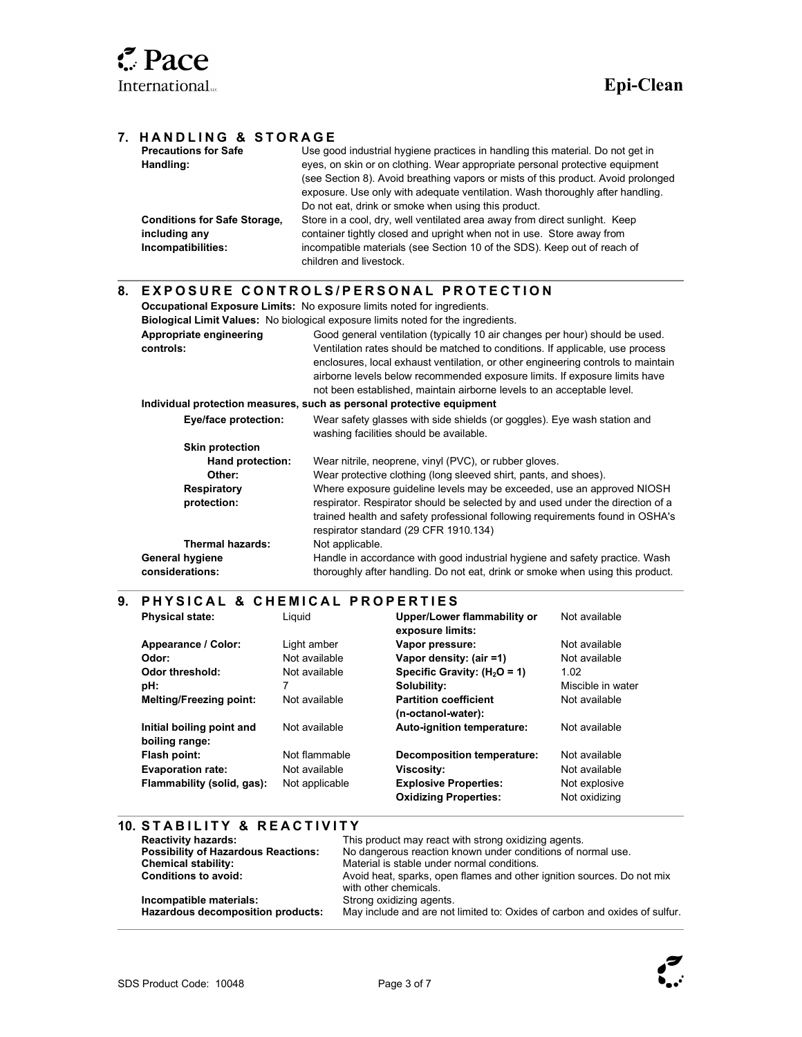## 7. HANDLING & STORAGE

| | |
|---|---|
| **Precautions for Safe Handling:** | Use good industrial hygiene practices in handling this material. Do not get in eyes, on skin or on clothing. Wear appropriate personal protective equipment (see Section 8). Avoid breathing vapors or mists of this product. Avoid prolonged exposure. Use only with adequate ventilation. Wash thoroughly after handling. Do not eat, drink or smoke when using this product. |
| **Conditions for Safe Storage, including any Incompatibilities:** | Store in a cool, dry, well ventilated area away from direct sunlight. Keep container tightly closed and upright when not in use. Store away from incompatible materials (see Section 10 of the SDS). Keep out of reach of children and livestock. |

## 8. EXPOSURE CONTROLS/PERSONAL PROTECTION

**Occupational Exposure Limits:** No exposure limits noted for ingredients.

**Biological Limit Values:** No biological exposure limits noted for the ingredients.

| | |
|---|---|
| **Appropriate engineering controls:** | Good general ventilation (typically 10 air changes per hour) should be used. Ventilation rates should be matched to conditions. If applicable, use process enclosures, local exhaust ventilation, or other engineering controls to maintain airborne levels below recommended exposure limits. If exposure limits have not been established, maintain airborne levels to an acceptable level. |

**Individual protection measures, such as personal protective equipment**

| | |
|---|---|
| **Eye/face protection:** | Wear safety glasses with side shields (or goggles). Eye wash station and washing facilities should be available. |
| **Skin protection** | |
| **Hand protection:** | Wear nitrile, neoprene, vinyl (PVC), or rubber gloves. |
| **Other:** | Wear protective clothing (long sleeved shirt, pants, and shoes). |
| **Respiratory protection:** | Where exposure guideline levels may be exceeded, use an approved NIOSH respirator. Respirator should be selected by and used under the direction of a trained health and safety professional following requirements found in OSHA's respirator standard (29 CFR 1910.134) |
| **Thermal hazards:** | Not applicable. |
| **General hygiene considerations:** | Handle in accordance with good industrial hygiene and safety practice. Wash thoroughly after handling. Do not eat, drink or smoke when using this product. |

## 9. PHYSICAL & CHEMICAL PROPERTIES

| | | | |
|---|---|---|---|
| **Physical state:** | Liquid | **Upper/Lower flammability or exposure limits:** | Not available |
| **Appearance / Color:** | Light amber | **Vapor pressure:** | Not available |
| **Odor:** | Not available | **Vapor density: (air =1)** | Not available |
| **Odor threshold:** | Not available | **Specific Gravity: ($H_2O$ = 1)** | 1.02 |
| **pH:** | 7 | **Solubility:** | Miscible in water |
| **Melting/Freezing point:** | Not available | **Partition coefficient (n-octanol-water):** | Not available |
| **Initial boiling point and boiling range:** | Not available | **Auto-ignition temperature:** | Not available |
| **Flash point:** | Not flammable | **Decomposition temperature:** | Not available |
| **Evaporation rate:** | Not available | **Viscosity:** | Not available |
| **Flammability (solid, gas):** | Not applicable | **Explosive Properties:** | Not explosive |
| | | **Oxidizing Properties:** | Not oxidizing |

## 10. STABILITY & REACTIVITY

| | |
|---|---|
| **Reactivity hazards:** | This product may react with strong oxidizing agents. |
| **Possibility of Hazardous Reactions:** | No dangerous reaction known under conditions of normal use. |
| **Chemical stability:** | Material is stable under normal conditions. |
| **Conditions to avoid:** | Avoid heat, sparks, open flames and other ignition sources. Do not mix with other chemicals. |
| **Incompatible materials:** | Strong oxidizing agents. |
| **Hazardous decomposition products:** | May include and are not limited to: Oxides of carbon and oxides of sulfur. |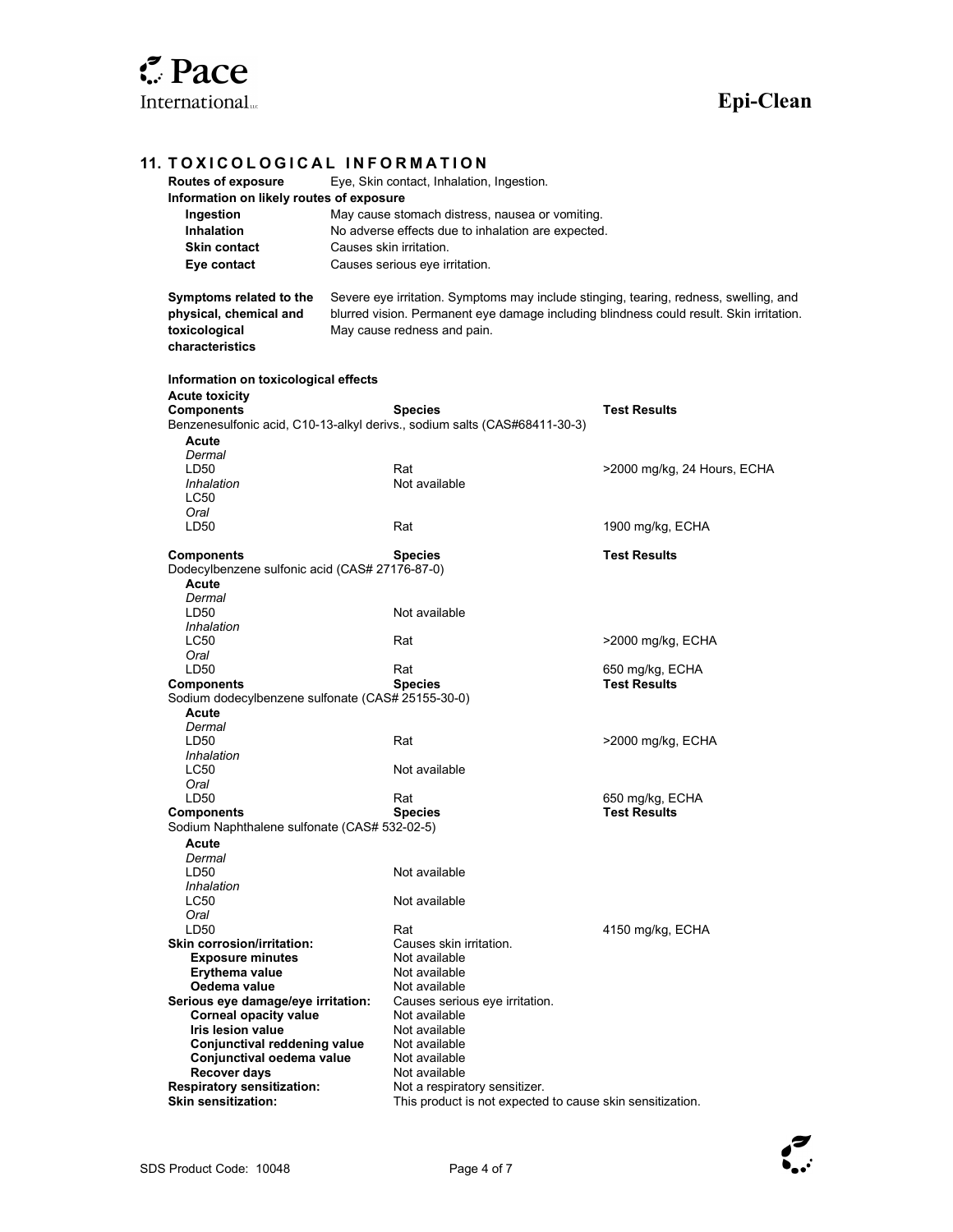## 11. TOXICOLOGICAL INFORMATION

**Routes of exposure** Eye, Skin contact, Inhalation, Ingestion.

**Information on likely routes of exposure**

| | |
|---|---|
| **Ingestion** | May cause stomach distress, nausea or vomiting. |
| **Inhalation** | No adverse effects due to inhalation are expected. |
| **Skin contact** | Causes skin irritation. |
| **Eye contact** | Causes serious eye irritation. |

**Symptoms related to the physical, chemical and toxicological characteristics** Severe eye irritation. Symptoms may include stinging, tearing, redness, swelling, and blurred vision. Permanent eye damage including blindness could result. Skin irritation. May cause redness and pain.

**Information on toxicological effects**

**Acute toxicity**

| Components | Species | Test Results |
|---|---|---|
| Benzenesulfonic acid, C10-13-alkyl derivs., sodium salts (CAS#68411-30-3) | | |
| **Acute** | | |
| *Dermal* | | |
| LD50 | Rat | >2000 mg/kg, 24 Hours, ECHA |
| *Inhalation* | Not available | |
| LC50 | | |
| *Oral* | | |
| LD50 | Rat | 1900 mg/kg, ECHA |

| Components | Species | Test Results |
|---|---|---|
| Dodecylbenzene sulfonic acid (CAS# 27176-87-0) | | |
| **Acute** | | |
| *Dermal* | | |
| LD50 | Not available | |
| *Inhalation* | | |
| LC50 | Rat | >2000 mg/kg, ECHA |
| *Oral* | | |
| LD50 | Rat | 650 mg/kg, ECHA |

| Components | Species | Test Results |
|---|---|---|
| Sodium dodecylbenzene sulfonate (CAS# 25155-30-0) | | |
| **Acute** | | |
| *Dermal* | | |
| LD50 | Rat | >2000 mg/kg, ECHA |
| *Inhalation* | | |
| LC50 | Not available | |
| *Oral* | | |
| LD50 | Rat | 650 mg/kg, ECHA |

| Components | Species | Test Results |
|---|---|---|
| Sodium Naphthalene sulfonate (CAS# 532-02-5) | | |
| **Acute** | | |
| *Dermal* | | |
| LD50 | Not available | |
| *Inhalation* | | |
| LC50 | Not available | |
| *Oral* | | |
| LD50 | Rat | 4150 mg/kg, ECHA |

| | |
|---|---|
| **Skin corrosion/irritation:** | Causes skin irritation. |
| **Exposure minutes** | Not available |
| **Erythema value** | Not available |
| **Oedema value** | Not available |
| **Serious eye damage/eye irritation:** | Causes serious eye irritation. |
| **Corneal opacity value** | Not available |
| **Iris lesion value** | Not available |
| **Conjunctival reddening value** | Not available |
| **Conjunctival oedema value** | Not available |
| **Recover days** | Not available |
| **Respiratory sensitization:** | Not a respiratory sensitizer. |
| **Skin sensitization:** | This product is not expected to cause skin sensitization. |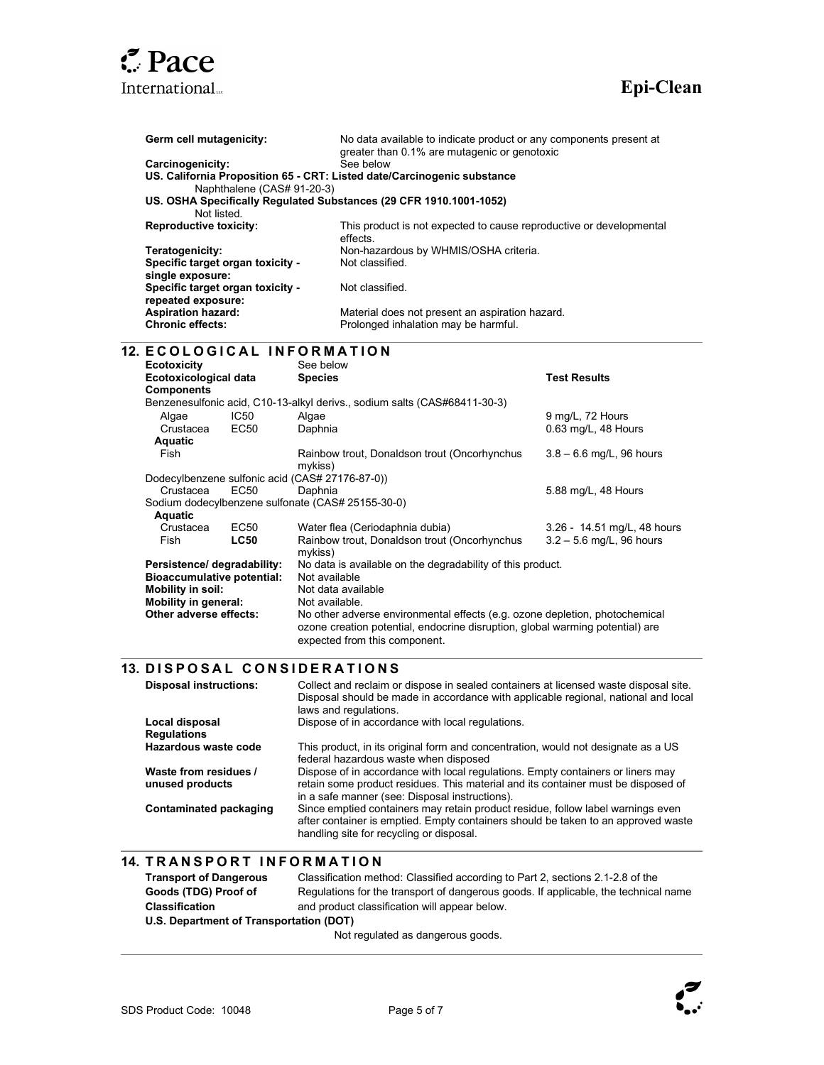| | |
|---|---|
| **Germ cell mutagenicity:** | No data available to indicate product or any components present at greater than 0.1% are mutagenic or genotoxic |
| **Carcinogenicity:** | See below |

**US. California Proposition 65 - CRT: Listed date/Carcinogenic substance**

Naphthalene (CAS# 91-20-3)

**US. OSHA Specifically Regulated Substances (29 CFR 1910.1001-1052)**

Not listed.

| | |
|---|---|
| **Reproductive toxicity:** | This product is not expected to cause reproductive or developmental effects. |
| **Teratogenicity:** | Non-hazardous by WHMIS/OSHA criteria. |
| **Specific target organ toxicity - single exposure:** | Not classified. |
| **Specific target organ toxicity - repeated exposure:** | Not classified. |
| **Aspiration hazard:** | Material does not present an aspiration hazard. |
| **Chronic effects:** | Prolonged inhalation may be harmful. |

## 12. ECOLOGICAL INFORMATION

**Ecotoxicity** See below

| **Ecotoxicological data** | | **Species** | **Test Results** |
|---|---|---|---|
| **Components** | | | |
| Benzenesulfonic acid, C10-13-alkyl derivs., sodium salts (CAS#68411-30-3) | | | |
| Algae | IC50 | Algae | 9 mg/L, 72 Hours |
| Crustacea | EC50 | Daphnia | 0.63 mg/L, 48 Hours |
| **Aquatic** | | | |
| Fish | | Rainbow trout, Donaldson trout (Oncorhynchus mykiss) | 3.8 – 6.6 mg/L, 96 hours |
| Dodecylbenzene sulfonic acid (CAS# 27176-87-0)) | | | |
| Crustacea | EC50 | Daphnia | 5.88 mg/L, 48 Hours |
| Sodium dodecylbenzene sulfonate (CAS# 25155-30-0) | | | |
| **Aquatic** | | | |
| Crustacea | EC50 | Water flea (Ceriodaphnia dubia) | 3.26 - 14.51 mg/L, 48 hours |
| Fish | **LC50** | Rainbow trout, Donaldson trout (Oncorhynchus mykiss) | 3.2 – 5.6 mg/L, 96 hours |

| | |
|---|---|
| **Persistence/ degradability:** | No data is available on the degradability of this product. |
| **Bioaccumulative potential:** | Not available |
| **Mobility in soil:** | Not data available |
| **Mobility in general:** | Not available. |
| **Other adverse effects:** | No other adverse environmental effects (e.g. ozone depletion, photochemical ozone creation potential, endocrine disruption, global warming potential) are expected from this component. |

## 13. DISPOSAL CONSIDERATIONS

| | |
|---|---|
| **Disposal instructions:** | Collect and reclaim or dispose in sealed containers at licensed waste disposal site. Disposal should be made in accordance with applicable regional, national and local laws and regulations. |
| **Local disposal Regulations** | Dispose of in accordance with local regulations. |
| **Hazardous waste code** | This product, in its original form and concentration, would not designate as a US federal hazardous waste when disposed |
| **Waste from residues / unused products** | Dispose of in accordance with local regulations. Empty containers or liners may retain some product residues. This material and its container must be disposed of in a safe manner (see: Disposal instructions). |
| **Contaminated packaging** | Since emptied containers may retain product residue, follow label warnings even after container is emptied. Empty containers should be taken to an approved waste handling site for recycling or disposal. |

## 14. TRANSPORT INFORMATION

| | |
|---|---|
| **Transport of Dangerous Goods (TDG) Proof of Classification** | Classification method: Classified according to Part 2, sections 2.1-2.8 of the Regulations for the transport of dangerous goods. If applicable, the technical name and product classification will appear below. |

**U.S. Department of Transportation (DOT)**

Not regulated as dangerous goods.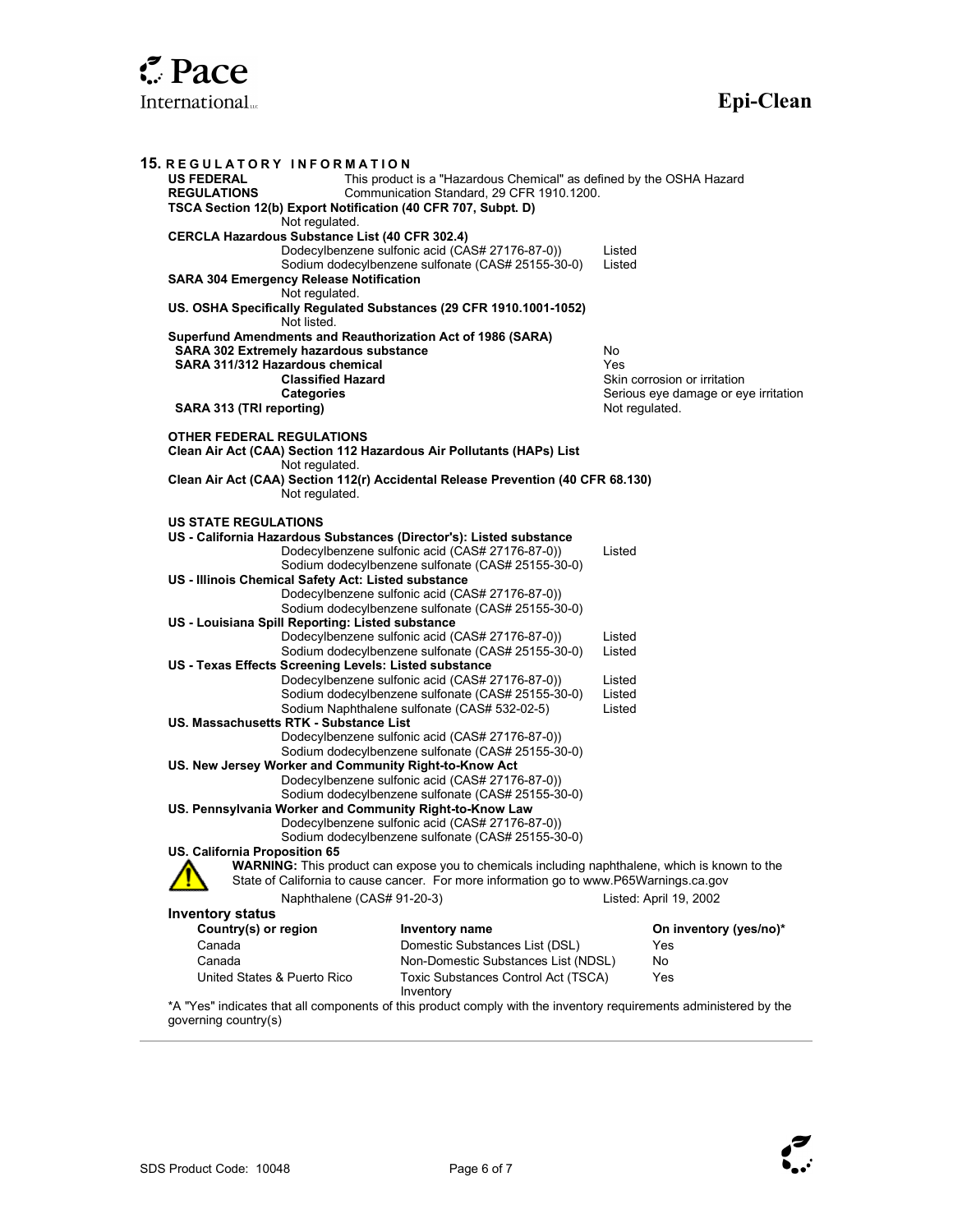## 15. REGULATORY INFORMATION

**US FEDERAL REGULATIONS** This product is a "Hazardous Chemical" as defined by the OSHA Hazard Communication Standard, 29 CFR 1910.1200.

**TSCA Section 12(b) Export Notification (40 CFR 707, Subpt. D)**

Not regulated.

**CERCLA Hazardous Substance List (40 CFR 302.4)**

| | |
|---|---|
| Dodecylbenzene sulfonic acid (CAS# 27176-87-0)) | Listed |
| Sodium dodecylbenzene sulfonate (CAS# 25155-30-0) | Listed |

**SARA 304 Emergency Release Notification**

Not regulated.

**US. OSHA Specifically Regulated Substances (29 CFR 1910.1001-1052)**

Not listed.

**Superfund Amendments and Reauthorization Act of 1986 (SARA)**

| | |
|---|---|
| **SARA 302 Extremely hazardous substance** | No |
| **SARA 311/312 Hazardous chemical** | Yes |
| **Classified Hazard Categories** | Skin corrosion or irritation<br>Serious eye damage or eye irritation |
| **SARA 313 (TRI reporting)** | Not regulated. |

**OTHER FEDERAL REGULATIONS**

**Clean Air Act (CAA) Section 112 Hazardous Air Pollutants (HAPs) List**

Not regulated.

**Clean Air Act (CAA) Section 112(r) Accidental Release Prevention (40 CFR 68.130)**

Not regulated.

**US STATE REGULATIONS**

**US - California Hazardous Substances (Director's): Listed substance**

| | |
|---|---|
| Dodecylbenzene sulfonic acid (CAS# 27176-87-0)) | Listed |
| Sodium dodecylbenzene sulfonate (CAS# 25155-30-0) | |

**US - Illinois Chemical Safety Act: Listed substance**

Dodecylbenzene sulfonic acid (CAS# 27176-87-0))
Sodium dodecylbenzene sulfonate (CAS# 25155-30-0)

**US - Louisiana Spill Reporting: Listed substance**

| | |
|---|---|
| Dodecylbenzene sulfonic acid (CAS# 27176-87-0)) | Listed |
| Sodium dodecylbenzene sulfonate (CAS# 25155-30-0) | Listed |

**US - Texas Effects Screening Levels: Listed substance**

| | |
|---|---|
| Dodecylbenzene sulfonic acid (CAS# 27176-87-0)) | Listed |
| Sodium dodecylbenzene sulfonate (CAS# 25155-30-0) | Listed |
| Sodium Naphthalene sulfonate (CAS# 532-02-5) | Listed |

**US. Massachusetts RTK - Substance List**

Dodecylbenzene sulfonic acid (CAS# 27176-87-0))
Sodium dodecylbenzene sulfonate (CAS# 25155-30-0)

**US. New Jersey Worker and Community Right-to-Know Act**

Dodecylbenzene sulfonic acid (CAS# 27176-87-0))
Sodium dodecylbenzene sulfonate (CAS# 25155-30-0)

**US. Pennsylvania Worker and Community Right-to-Know Law**

Dodecylbenzene sulfonic acid (CAS# 27176-87-0))
Sodium dodecylbenzene sulfonate (CAS# 25155-30-0)

**US. California Proposition 65**

**WARNING:** This product can expose you to chemicals including naphthalene, which is known to the State of California to cause cancer. For more information go to www.P65Warnings.ca.gov

| | |
|---|---|
| Naphthalene (CAS# 91-20-3) | Listed: April 19, 2002 |

**Inventory status**

| Country(s) or region | Inventory name | On inventory (yes/no)* |
|---|---|---|
| Canada | Domestic Substances List (DSL) | Yes |
| Canada | Non-Domestic Substances List (NDSL) | No |
| United States & Puerto Rico | Toxic Substances Control Act (TSCA) Inventory | Yes |

*A "Yes" indicates that all components of this product comply with the inventory requirements administered by the governing country(s)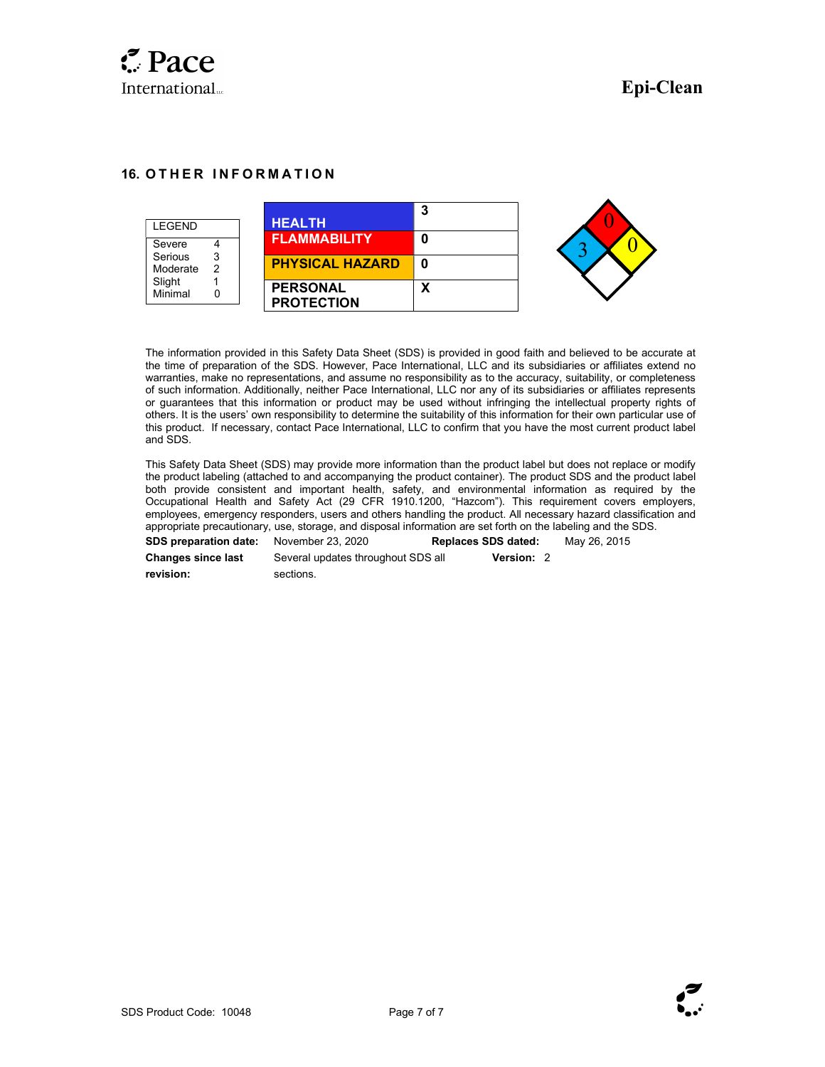## 16. OTHER INFORMATION

| LEGEND | |
|---|---|
| Severe | 4 |
| Serious | 3 |
| Moderate | 2 |
| Slight | 1 |
| Minimal | 0 |

| | |
|---|---|
| HEALTH | 3 |
| FLAMMABILITY | 0 |
| PHYSICAL HAZARD | 0 |
| PERSONAL PROTECTION | X |

0

3 0

The information provided in this Safety Data Sheet (SDS) is provided in good faith and believed to be accurate at the time of preparation of the SDS. However, Pace International, LLC and its subsidiaries or affiliates extend no warranties, make no representations, and assume no responsibility as to the accuracy, suitability, or completeness of such information. Additionally, neither Pace International, LLC nor any of its subsidiaries or affiliates represents or guarantees that this information or product may be used without infringing the intellectual property rights of others. It is the users' own responsibility to determine the suitability of this information for their own particular use of this product. If necessary, contact Pace International, LLC to confirm that you have the most current product label and SDS.

This Safety Data Sheet (SDS) may provide more information than the product label but does not replace or modify the product labeling (attached to and accompanying the product container). The product SDS and the product label both provide consistent and important health, safety, and environmental information as required by the Occupational Health and Safety Act (29 CFR 1910.1200, "Hazcom"). This requirement covers employers, employees, emergency responders, users and others handling the product. All necessary hazard classification and appropriate precautionary, use, storage, and disposal information are set forth on the labeling and the SDS.

**SDS preparation date:** November 23, 2020 **Replaces SDS dated:** May 26, 2015

**Changes since last revision:** Several updates throughout SDS all sections. **Version:** 2

SDS Product Code: 10048